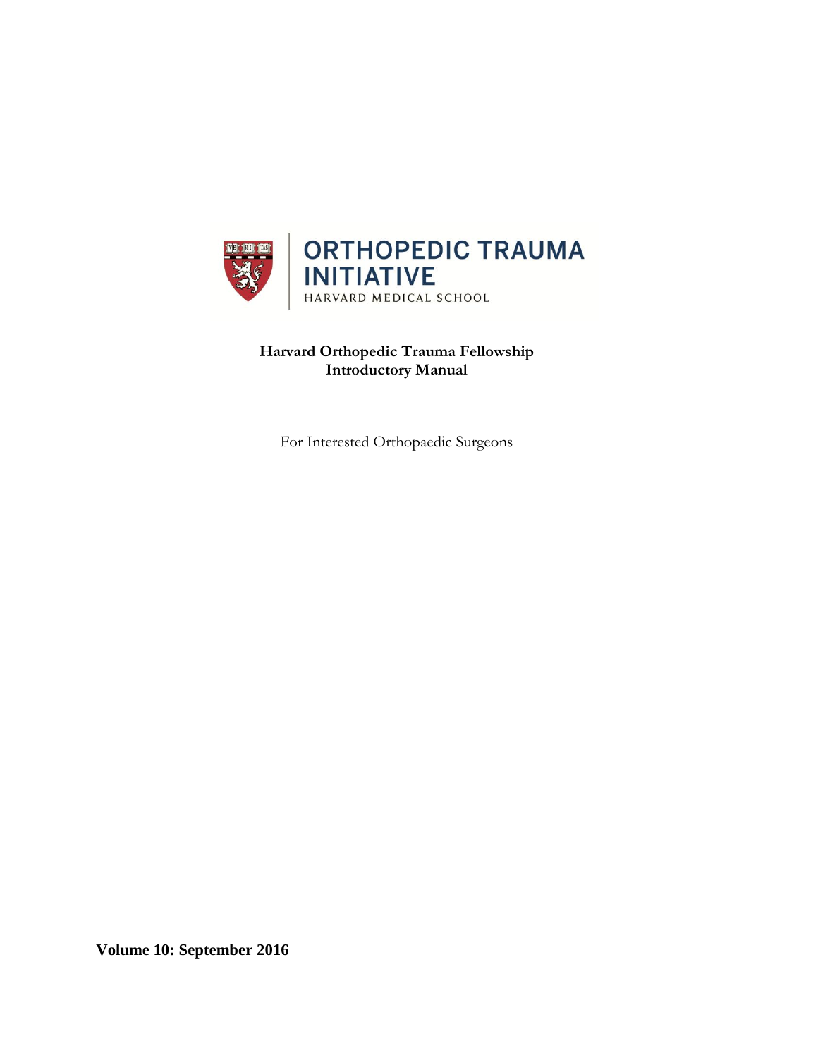ORTHOPEDIC TRAUMA INITIATIVE

HARVARD MEDICAL SCHOOL

# Harvard Orthopedic Trauma Fellowship Introductory Manual

For Interested Orthopaedic Surgeons

**Volume 10: September 2016**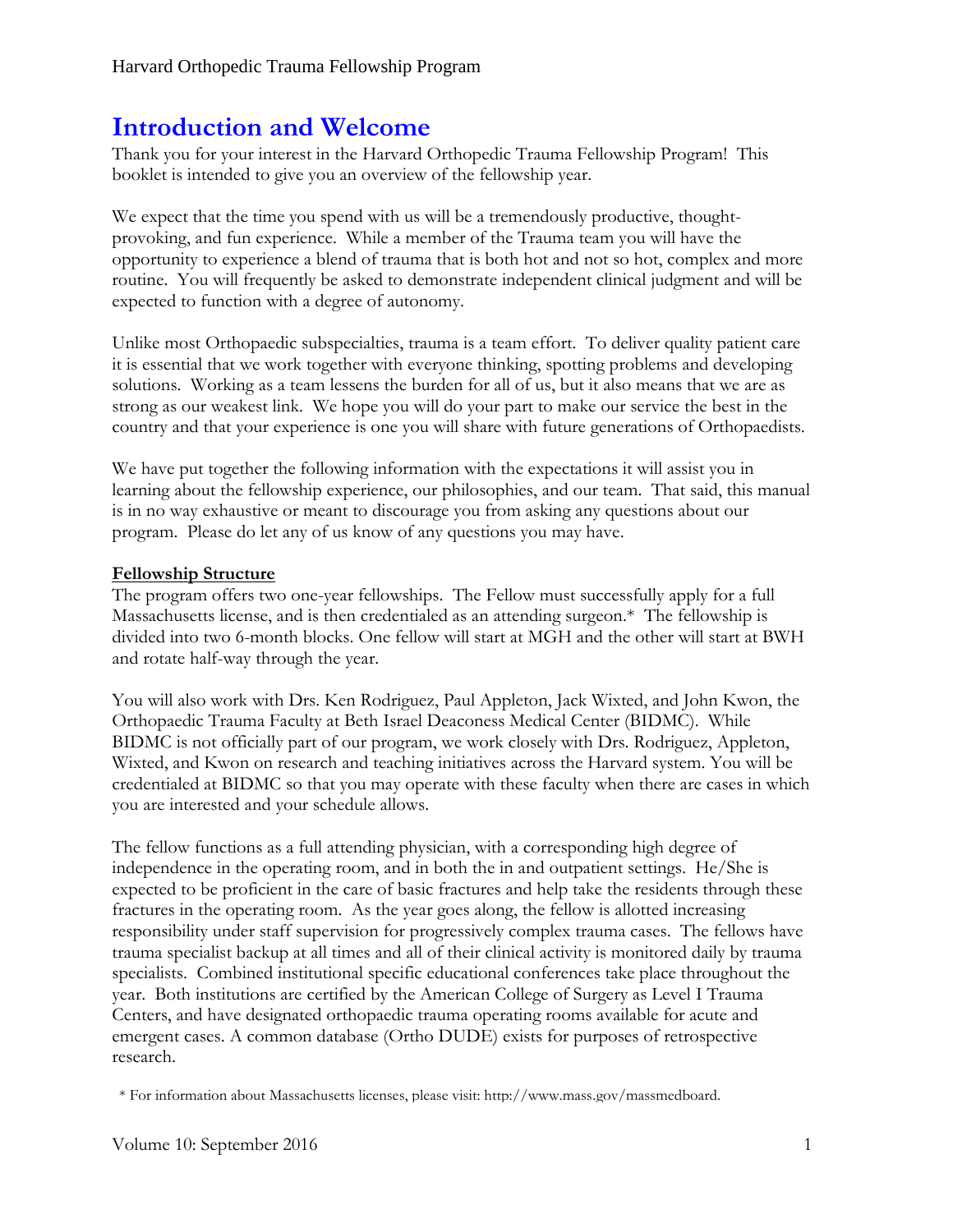# Introduction and Welcome

Thank you for your interest in the Harvard Orthopedic Trauma Fellowship Program! This booklet is intended to give you an overview of the fellowship year.

We expect that the time you spend with us will be a tremendously productive, thought-provoking, and fun experience. While a member of the Trauma team you will have the opportunity to experience a blend of trauma that is both hot and not so hot, complex and more routine. You will frequently be asked to demonstrate independent clinical judgment and will be expected to function with a degree of autonomy.

Unlike most Orthopaedic subspecialties, trauma is a team effort. To deliver quality patient care it is essential that we work together with everyone thinking, spotting problems and developing solutions. Working as a team lessens the burden for all of us, but it also means that we are as strong as our weakest link. We hope you will do your part to make our service the best in the country and that your experience is one you will share with future generations of Orthopaedists.

We have put together the following information with the expectations it will assist you in learning about the fellowship experience, our philosophies, and our team. That said, this manual is in no way exhaustive or meant to discourage you from asking any questions about our program. Please do let any of us know of any questions you may have.

**Fellowship Structure**

The program offers two one-year fellowships. The Fellow must successfully apply for a full Massachusetts license, and is then credentialed as an attending surgeon.* The fellowship is divided into two 6-month blocks. One fellow will start at MGH and the other will start at BWH and rotate half-way through the year.

You will also work with Drs. Ken Rodriguez, Paul Appleton, Jack Wixted, and John Kwon, the Orthopaedic Trauma Faculty at Beth Israel Deaconess Medical Center (BIDMC). While BIDMC is not officially part of our program, we work closely with Drs. Rodriguez, Appleton, Wixted, and Kwon on research and teaching initiatives across the Harvard system. You will be credentialed at BIDMC so that you may operate with these faculty when there are cases in which you are interested and your schedule allows.

The fellow functions as a full attending physician, with a corresponding high degree of independence in the operating room, and in both the in and outpatient settings. He/She is expected to be proficient in the care of basic fractures and help take the residents through these fractures in the operating room. As the year goes along, the fellow is allotted increasing responsibility under staff supervision for progressively complex trauma cases. The fellows have trauma specialist backup at all times and all of their clinical activity is monitored daily by trauma specialists. Combined institutional specific educational conferences take place throughout the year. Both institutions are certified by the American College of Surgery as Level I Trauma Centers, and have designated orthopaedic trauma operating rooms available for acute and emergent cases. A common database (Ortho DUDE) exists for purposes of retrospective research.

\* For information about Massachusetts licenses, please visit: http://www.mass.gov/massmedboard.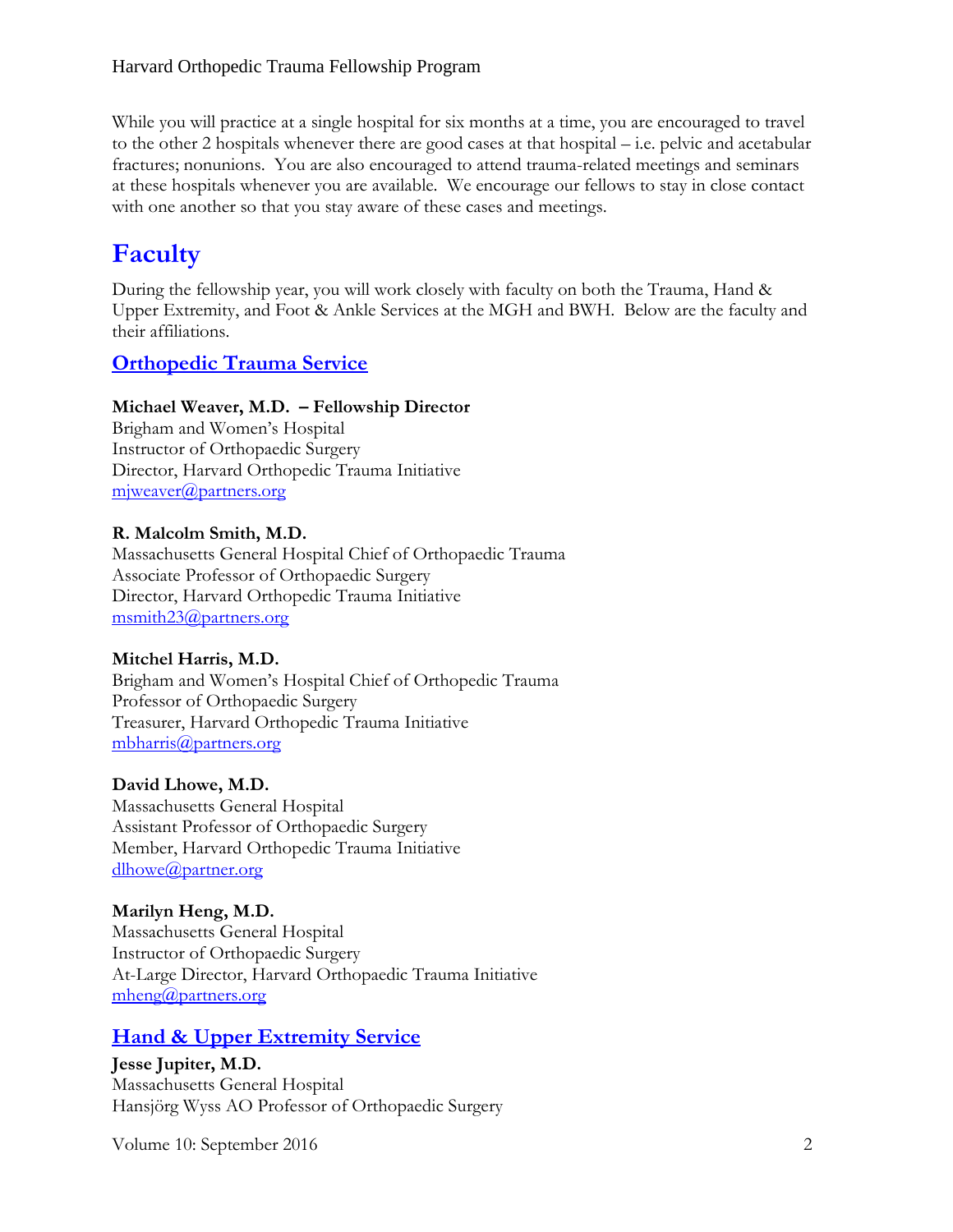While you will practice at a single hospital for six months at a time, you are encouraged to travel to the other 2 hospitals whenever there are good cases at that hospital – i.e. pelvic and acetabular fractures; nonunions. You are also encouraged to attend trauma-related meetings and seminars at these hospitals whenever you are available. We encourage our fellows to stay in close contact with one another so that you stay aware of these cases and meetings.

# Faculty

During the fellowship year, you will work closely with faculty on both the Trauma, Hand & Upper Extremity, and Foot & Ankle Services at the MGH and BWH. Below are the faculty and their affiliations.

## Orthopedic Trauma Service

**Michael Weaver, M.D. – Fellowship Director**
Brigham and Women's Hospital
Instructor of Orthopaedic Surgery
Director, Harvard Orthopedic Trauma Initiative
mjweaver@partners.org

**R. Malcolm Smith, M.D.**
Massachusetts General Hospital Chief of Orthopaedic Trauma
Associate Professor of Orthopaedic Surgery
Director, Harvard Orthopedic Trauma Initiative
msmith23@partners.org

**Mitchel Harris, M.D.**
Brigham and Women's Hospital Chief of Orthopedic Trauma
Professor of Orthopaedic Surgery
Treasurer, Harvard Orthopedic Trauma Initiative
mbharris@partners.org

**David Lhowe, M.D.**
Massachusetts General Hospital
Assistant Professor of Orthopaedic Surgery
Member, Harvard Orthopedic Trauma Initiative
dlhowe@partner.org

**Marilyn Heng, M.D.**
Massachusetts General Hospital
Instructor of Orthopaedic Surgery
At-Large Director, Harvard Orthopaedic Trauma Initiative
mheng@partners.org

## Hand & Upper Extremity Service

**Jesse Jupiter, M.D.**
Massachusetts General Hospital
Hansjörg Wyss AO Professor of Orthopaedic Surgery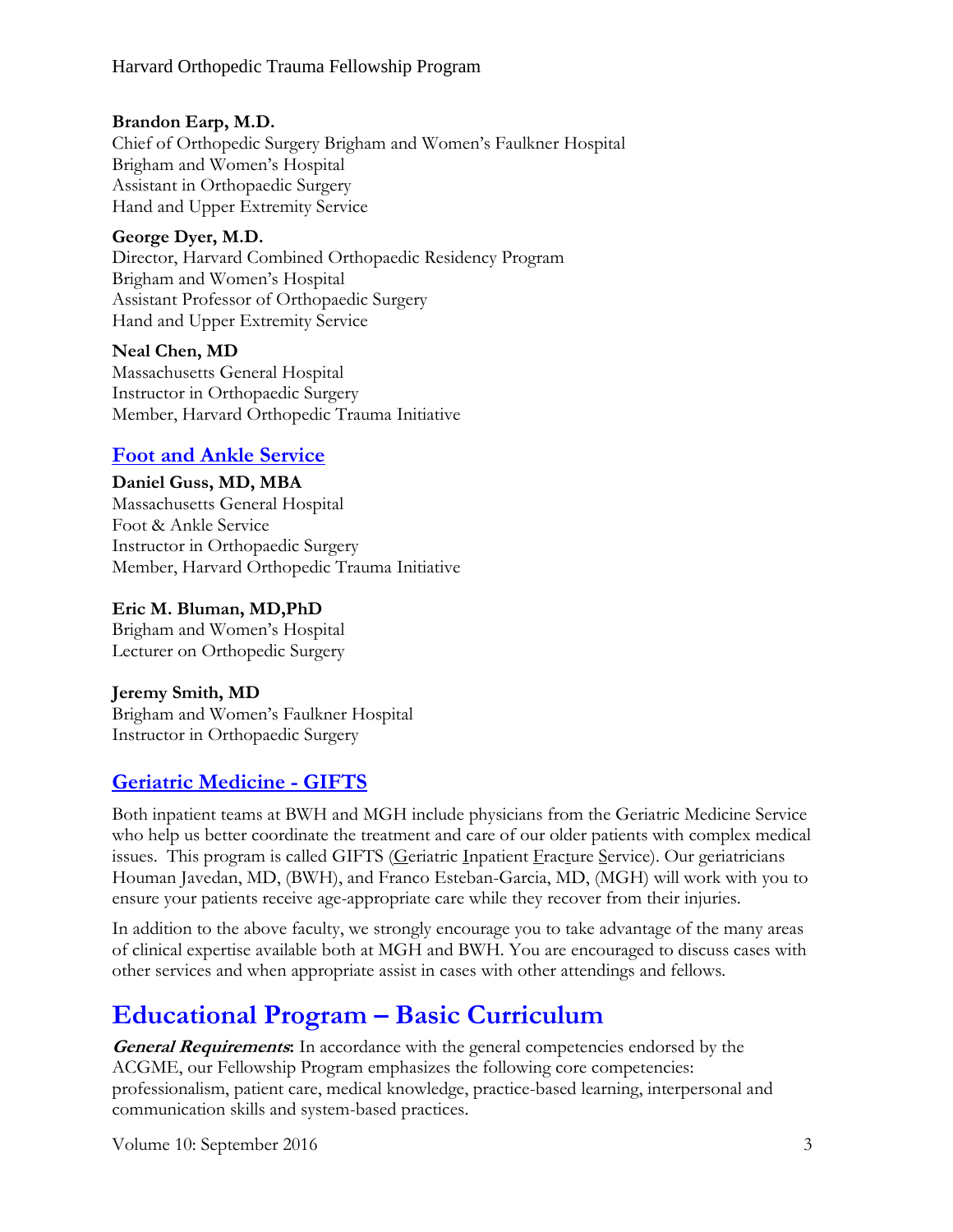**Brandon Earp, M.D.**
Chief of Orthopedic Surgery Brigham and Women's Faulkner Hospital
Brigham and Women's Hospital
Assistant in Orthopaedic Surgery
Hand and Upper Extremity Service

**George Dyer, M.D.**
Director, Harvard Combined Orthopaedic Residency Program
Brigham and Women's Hospital
Assistant Professor of Orthopaedic Surgery
Hand and Upper Extremity Service

**Neal Chen, MD**
Massachusetts General Hospital
Instructor in Orthopaedic Surgery
Member, Harvard Orthopedic Trauma Initiative

### Foot and Ankle Service

**Daniel Guss, MD, MBA**
Massachusetts General Hospital
Foot & Ankle Service
Instructor in Orthopaedic Surgery
Member, Harvard Orthopedic Trauma Initiative

**Eric M. Bluman, MD,PhD**
Brigham and Women's Hospital
Lecturer on Orthopedic Surgery

**Jeremy Smith, MD**
Brigham and Women's Faulkner Hospital
Instructor in Orthopaedic Surgery

### Geriatric Medicine - GIFTS

Both inpatient teams at BWH and MGH include physicians from the Geriatric Medicine Service who help us better coordinate the treatment and care of our older patients with complex medical issues. This program is called GIFTS (Geriatric Inpatient Fracture Service). Our geriatricians Houman Javedan, MD, (BWH), and Franco Esteban-Garcia, MD, (MGH) will work with you to ensure your patients receive age-appropriate care while they recover from their injuries.

In addition to the above faculty, we strongly encourage you to take advantage of the many areas of clinical expertise available both at MGH and BWH. You are encouraged to discuss cases with other services and when appropriate assist in cases with other attendings and fellows.

# Educational Program – Basic Curriculum

***General Requirements*:** In accordance with the general competencies endorsed by the ACGME, our Fellowship Program emphasizes the following core competencies: professionalism, patient care, medical knowledge, practice-based learning, interpersonal and communication skills and system-based practices.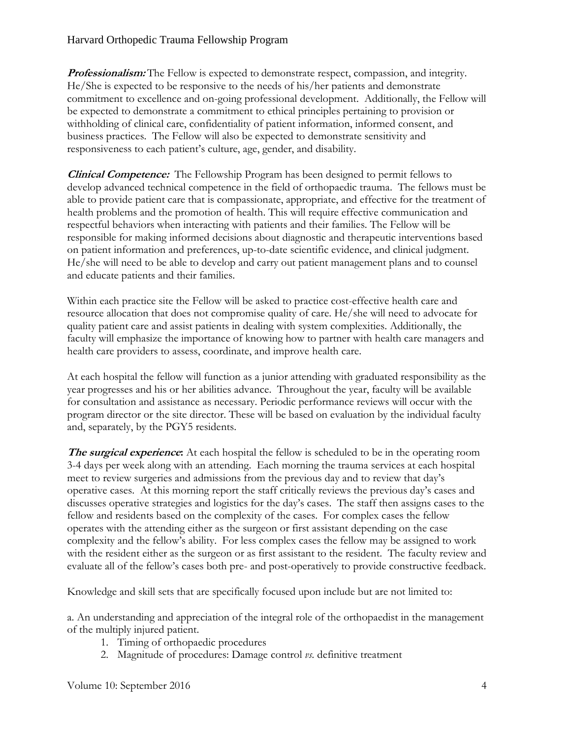***Professionalism:*** The Fellow is expected to demonstrate respect, compassion, and integrity. He/She is expected to be responsive to the needs of his/her patients and demonstrate commitment to excellence and on-going professional development. Additionally, the Fellow will be expected to demonstrate a commitment to ethical principles pertaining to provision or withholding of clinical care, confidentiality of patient information, informed consent, and business practices. The Fellow will also be expected to demonstrate sensitivity and responsiveness to each patient's culture, age, gender, and disability.

***Clinical Competence:*** The Fellowship Program has been designed to permit fellows to develop advanced technical competence in the field of orthopaedic trauma. The fellows must be able to provide patient care that is compassionate, appropriate, and effective for the treatment of health problems and the promotion of health. This will require effective communication and respectful behaviors when interacting with patients and their families. The Fellow will be responsible for making informed decisions about diagnostic and therapeutic interventions based on patient information and preferences, up-to-date scientific evidence, and clinical judgment. He/she will need to be able to develop and carry out patient management plans and to counsel and educate patients and their families.

Within each practice site the Fellow will be asked to practice cost-effective health care and resource allocation that does not compromise quality of care. He/she will need to advocate for quality patient care and assist patients in dealing with system complexities. Additionally, the faculty will emphasize the importance of knowing how to partner with health care managers and health care providers to assess, coordinate, and improve health care.

At each hospital the fellow will function as a junior attending with graduated responsibility as the year progresses and his or her abilities advance. Throughout the year, faculty will be available for consultation and assistance as necessary. Periodic performance reviews will occur with the program director or the site director. These will be based on evaluation by the individual faculty and, separately, by the PGY5 residents.

***The surgical experience*:** At each hospital the fellow is scheduled to be in the operating room 3-4 days per week along with an attending. Each morning the trauma services at each hospital meet to review surgeries and admissions from the previous day and to review that day's operative cases. At this morning report the staff critically reviews the previous day's cases and discusses operative strategies and logistics for the day's cases. The staff then assigns cases to the fellow and residents based on the complexity of the cases. For complex cases the fellow operates with the attending either as the surgeon or first assistant depending on the case complexity and the fellow's ability. For less complex cases the fellow may be assigned to work with the resident either as the surgeon or as first assistant to the resident. The faculty review and evaluate all of the fellow's cases both pre- and post-operatively to provide constructive feedback.

Knowledge and skill sets that are specifically focused upon include but are not limited to:

a. An understanding and appreciation of the integral role of the orthopaedist in the management of the multiply injured patient.

1. Timing of orthopaedic procedures
2. Magnitude of procedures: Damage control *vs.* definitive treatment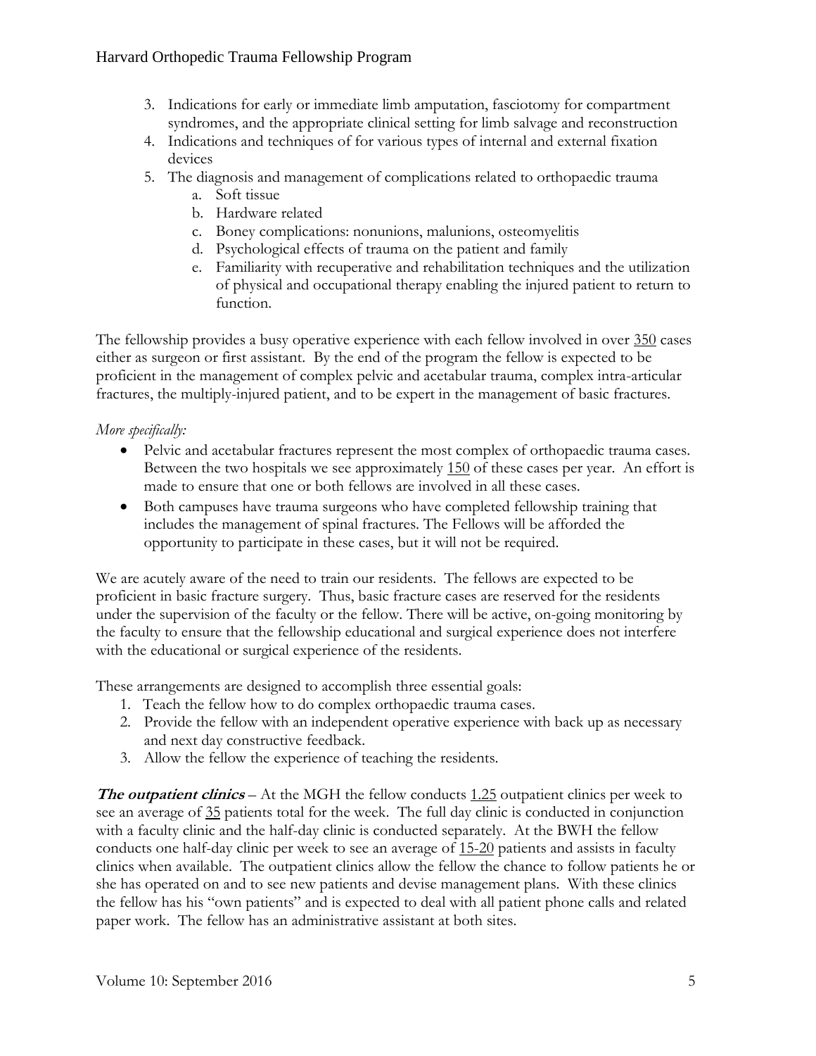3. Indications for early or immediate limb amputation, fasciotomy for compartment syndromes, and the appropriate clinical setting for limb salvage and reconstruction
4. Indications and techniques of for various types of internal and external fixation devices
5. The diagnosis and management of complications related to orthopaedic trauma
   a. Soft tissue
   b. Hardware related
   c. Boney complications: nonunions, malunions, osteomyelitis
   d. Psychological effects of trauma on the patient and family
   e. Familiarity with recuperative and rehabilitation techniques and the utilization of physical and occupational therapy enabling the injured patient to return to function.

The fellowship provides a busy operative experience with each fellow involved in over 350 cases either as surgeon or first assistant. By the end of the program the fellow is expected to be proficient in the management of complex pelvic and acetabular trauma, complex intra-articular fractures, the multiply-injured patient, and to be expert in the management of basic fractures.

*More specifically:*

- Pelvic and acetabular fractures represent the most complex of orthopaedic trauma cases. Between the two hospitals we see approximately 150 of these cases per year. An effort is made to ensure that one or both fellows are involved in all these cases.
- Both campuses have trauma surgeons who have completed fellowship training that includes the management of spinal fractures. The Fellows will be afforded the opportunity to participate in these cases, but it will not be required.

We are acutely aware of the need to train our residents. The fellows are expected to be proficient in basic fracture surgery. Thus, basic fracture cases are reserved for the residents under the supervision of the faculty or the fellow. There will be active, on-going monitoring by the faculty to ensure that the fellowship educational and surgical experience does not interfere with the educational or surgical experience of the residents.

These arrangements are designed to accomplish three essential goals:

1. Teach the fellow how to do complex orthopaedic trauma cases.
2. Provide the fellow with an independent operative experience with back up as necessary and next day constructive feedback.
3. Allow the fellow the experience of teaching the residents.

***The outpatient clinics*** – At the MGH the fellow conducts 1.25 outpatient clinics per week to see an average of 35 patients total for the week. The full day clinic is conducted in conjunction with a faculty clinic and the half-day clinic is conducted separately. At the BWH the fellow conducts one half-day clinic per week to see an average of 15-20 patients and assists in faculty clinics when available. The outpatient clinics allow the fellow the chance to follow patients he or she has operated on and to see new patients and devise management plans. With these clinics the fellow has his "own patients" and is expected to deal with all patient phone calls and related paper work. The fellow has an administrative assistant at both sites.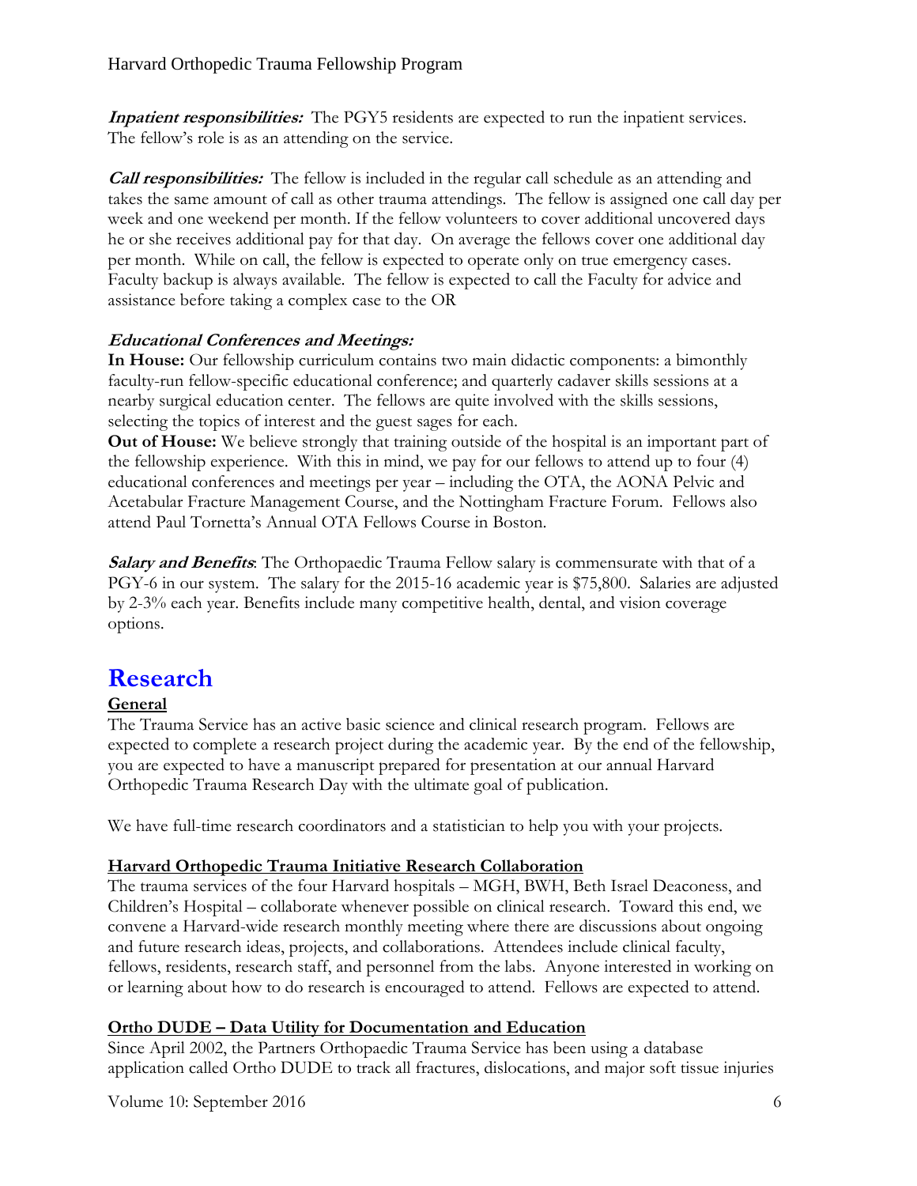***Inpatient responsibilities:*** The PGY5 residents are expected to run the inpatient services. The fellow's role is as an attending on the service.

***Call responsibilities:*** The fellow is included in the regular call schedule as an attending and takes the same amount of call as other trauma attendings. The fellow is assigned one call day per week and one weekend per month. If the fellow volunteers to cover additional uncovered days he or she receives additional pay for that day. On average the fellows cover one additional day per month. While on call, the fellow is expected to operate only on true emergency cases. Faculty backup is always available. The fellow is expected to call the Faculty for advice and assistance before taking a complex case to the OR

***Educational Conferences and Meetings:***

**In House:** Our fellowship curriculum contains two main didactic components: a bimonthly faculty-run fellow-specific educational conference; and quarterly cadaver skills sessions at a nearby surgical education center. The fellows are quite involved with the skills sessions, selecting the topics of interest and the guest sages for each.

**Out of House:** We believe strongly that training outside of the hospital is an important part of the fellowship experience. With this in mind, we pay for our fellows to attend up to four (4) educational conferences and meetings per year – including the OTA, the AONA Pelvic and Acetabular Fracture Management Course, and the Nottingham Fracture Forum. Fellows also attend Paul Tornetta's Annual OTA Fellows Course in Boston.

***Salary and Benefits***: The Orthopaedic Trauma Fellow salary is commensurate with that of a PGY-6 in our system. The salary for the 2015-16 academic year is $75,800. Salaries are adjusted by 2-3% each year. Benefits include many competitive health, dental, and vision coverage options.

# Research

## General

The Trauma Service has an active basic science and clinical research program. Fellows are expected to complete a research project during the academic year. By the end of the fellowship, you are expected to have a manuscript prepared for presentation at our annual Harvard Orthopedic Trauma Research Day with the ultimate goal of publication.

We have full-time research coordinators and a statistician to help you with your projects.

## Harvard Orthopedic Trauma Initiative Research Collaboration

The trauma services of the four Harvard hospitals – MGH, BWH, Beth Israel Deaconess, and Children's Hospital – collaborate whenever possible on clinical research. Toward this end, we convene a Harvard-wide research monthly meeting where there are discussions about ongoing and future research ideas, projects, and collaborations. Attendees include clinical faculty, fellows, residents, research staff, and personnel from the labs. Anyone interested in working on or learning about how to do research is encouraged to attend. Fellows are expected to attend.

## Ortho DUDE – Data Utility for Documentation and Education

Since April 2002, the Partners Orthopaedic Trauma Service has been using a database application called Ortho DUDE to track all fractures, dislocations, and major soft tissue injuries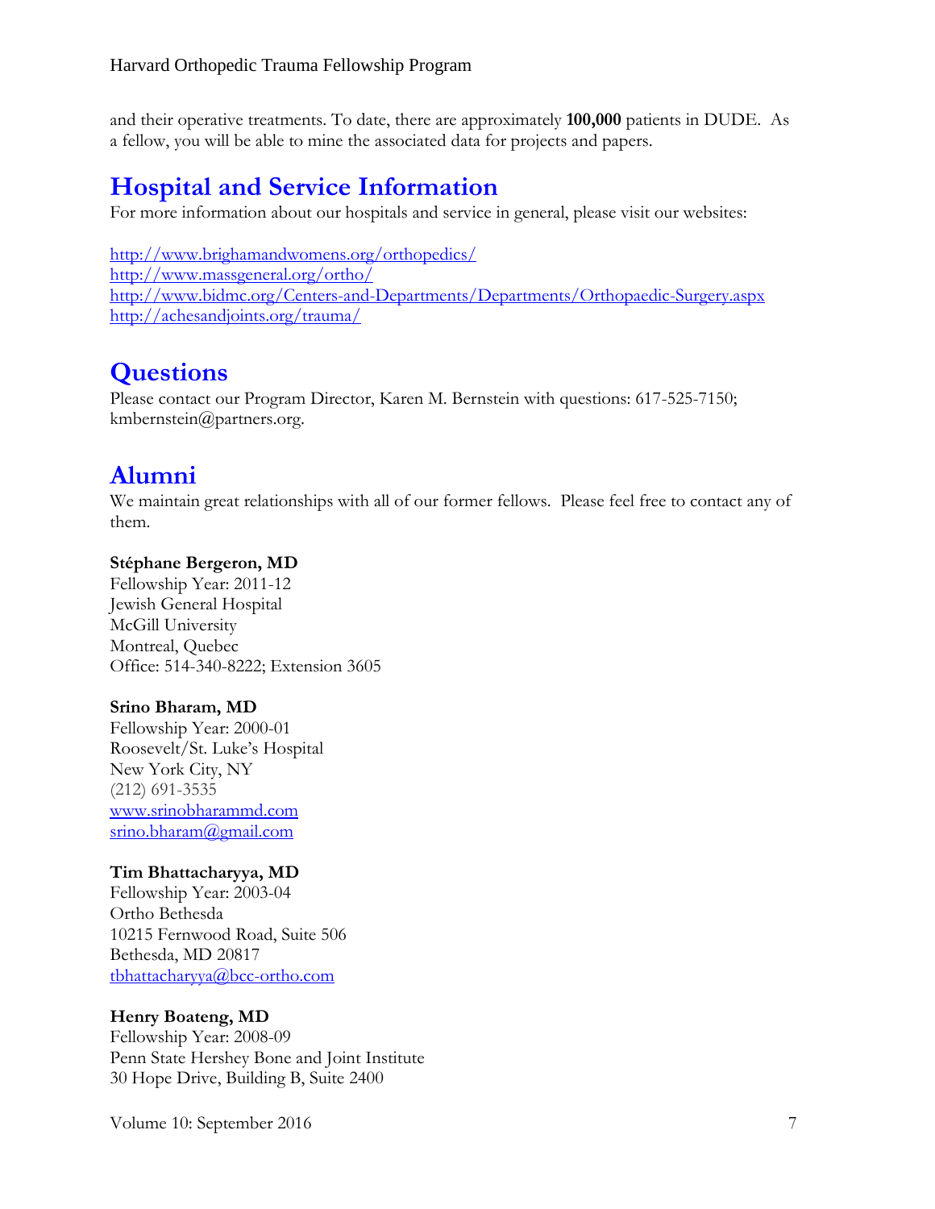and their operative treatments. To date, there are approximately **100,000** patients in DUDE. As a fellow, you will be able to mine the associated data for projects and papers.

## Hospital and Service Information

For more information about our hospitals and service in general, please visit our websites:

http://www.brighamandwomens.org/orthopedics/
http://www.massgeneral.org/ortho/
http://www.bidmc.org/Centers-and-Departments/Departments/Orthopaedic-Surgery.aspx
http://achesandjoints.org/trauma/

## Questions

Please contact our Program Director, Karen M. Bernstein with questions: 617-525-7150; kmbernstein@partners.org.

## Alumni

We maintain great relationships with all of our former fellows. Please feel free to contact any of them.

**Stéphane Bergeron, MD**
Fellowship Year: 2011-12
Jewish General Hospital
McGill University
Montreal, Quebec
Office: 514-340-8222; Extension 3605

**Srino Bharam, MD**
Fellowship Year: 2000-01
Roosevelt/St. Luke's Hospital
New York City, NY
(212) 691-3535
www.srinobharammd.com
srino.bharam@gmail.com

**Tim Bhattacharyya, MD**
Fellowship Year: 2003-04
Ortho Bethesda
10215 Fernwood Road, Suite 506
Bethesda, MD 20817
tbhattacharyya@bcc-ortho.com

**Henry Boateng, MD**
Fellowship Year: 2008-09
Penn State Hershey Bone and Joint Institute
30 Hope Drive, Building B, Suite 2400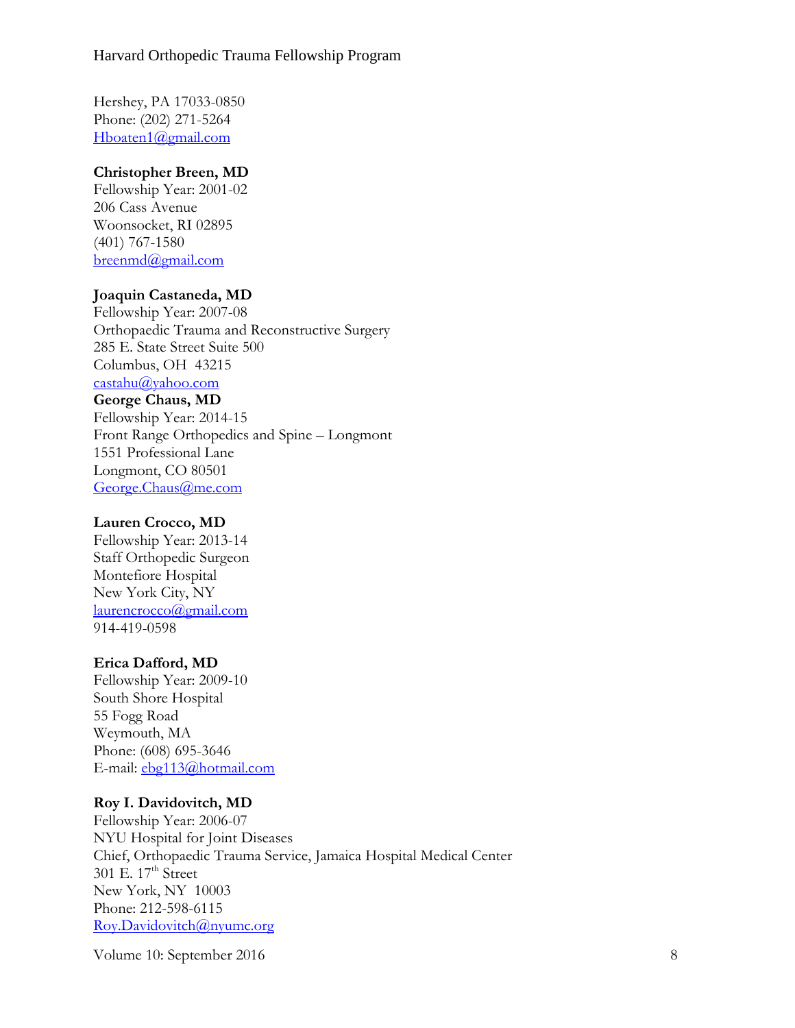Hershey, PA 17033-0850
Phone: (202) 271-5264
Hboaten1@gmail.com

**Christopher Breen, MD**
Fellowship Year: 2001-02
206 Cass Avenue
Woonsocket, RI 02895
(401) 767-1580
breenmd@gmail.com

**Joaquin Castaneda, MD**
Fellowship Year: 2007-08
Orthopaedic Trauma and Reconstructive Surgery
285 E. State Street Suite 500
Columbus, OH  43215
castahu@yahoo.com

**George Chaus, MD**
Fellowship Year: 2014-15
Front Range Orthopedics and Spine – Longmont
1551 Professional Lane
Longmont, CO 80501
George.Chaus@me.com

**Lauren Crocco, MD**
Fellowship Year: 2013-14
Staff Orthopedic Surgeon
Montefiore Hospital
New York City, NY
laurencrocco@gmail.com
914-419-0598

**Erica Dafford, MD**
Fellowship Year: 2009-10
South Shore Hospital
55 Fogg Road
Weymouth, MA
Phone: (608) 695-3646
E-mail: ebg113@hotmail.com

**Roy I. Davidovitch, MD**
Fellowship Year: 2006-07
NYU Hospital for Joint Diseases
Chief, Orthopaedic Trauma Service, Jamaica Hospital Medical Center
301 E. 17th Street
New York, NY  10003
Phone: 212-598-6115
Roy.Davidovitch@nyumc.org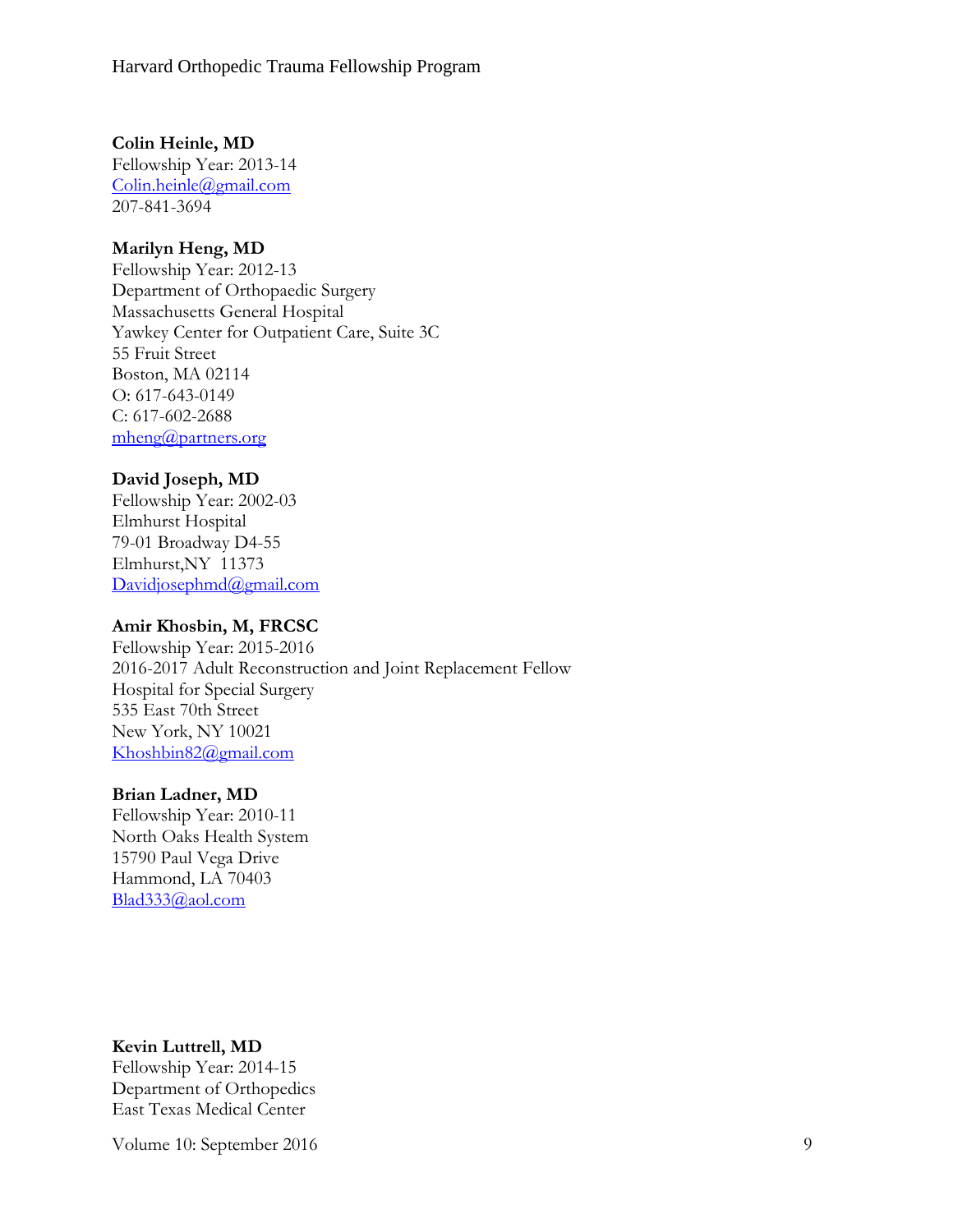**Colin Heinle, MD**
Fellowship Year: 2013-14
Colin.heinle@gmail.com
207-841-3694

**Marilyn Heng, MD**
Fellowship Year: 2012-13
Department of Orthopaedic Surgery
Massachusetts General Hospital
Yawkey Center for Outpatient Care, Suite 3C
55 Fruit Street
Boston, MA 02114
O: 617-643-0149
C: 617-602-2688
mheng@partners.org

**David Joseph, MD**
Fellowship Year: 2002-03
Elmhurst Hospital
79-01 Broadway D4-55
Elmhurst,NY 11373
Davidjosephmd@gmail.com

**Amir Khosbin, M, FRCSC**
Fellowship Year: 2015-2016
2016-2017 Adult Reconstruction and Joint Replacement Fellow
Hospital for Special Surgery
535 East 70th Street
New York, NY 10021
Khoshbin82@gmail.com

**Brian Ladner, MD**
Fellowship Year: 2010-11
North Oaks Health System
15790 Paul Vega Drive
Hammond, LA 70403
Blad333@aol.com

**Kevin Luttrell, MD**
Fellowship Year: 2014-15
Department of Orthopedics
East Texas Medical Center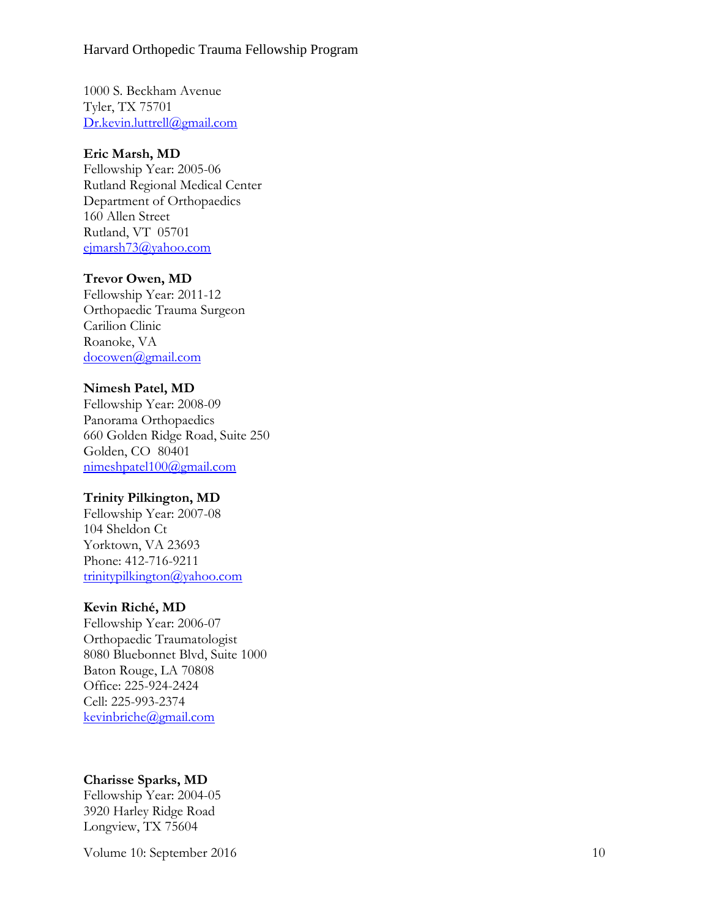1000 S. Beckham Avenue
Tyler, TX 75701
Dr.kevin.luttrell@gmail.com

**Eric Marsh, MD**
Fellowship Year: 2005-06
Rutland Regional Medical Center
Department of Orthopaedics
160 Allen Street
Rutland, VT 05701
ejmarsh73@yahoo.com

**Trevor Owen, MD**
Fellowship Year: 2011-12
Orthopaedic Trauma Surgeon
Carilion Clinic
Roanoke, VA
docowen@gmail.com

**Nimesh Patel, MD**
Fellowship Year: 2008-09
Panorama Orthopaedics
660 Golden Ridge Road, Suite 250
Golden, CO 80401
nimeshpatel100@gmail.com

**Trinity Pilkington, MD**
Fellowship Year: 2007-08
104 Sheldon Ct
Yorktown, VA 23693
Phone: 412-716-9211
trinitypilkington@yahoo.com

**Kevin Riché, MD**
Fellowship Year: 2006-07
Orthopaedic Traumatologist
8080 Bluebonnet Blvd, Suite 1000
Baton Rouge, LA 70808
Office: 225-924-2424
Cell: 225-993-2374
kevinbriche@gmail.com

**Charisse Sparks, MD**
Fellowship Year: 2004-05
3920 Harley Ridge Road
Longview, TX 75604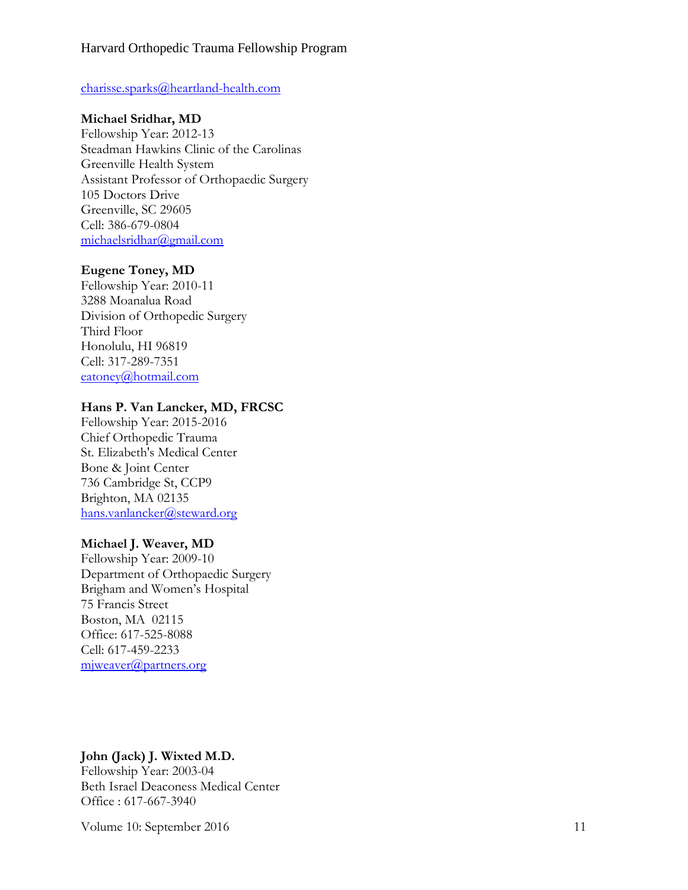charisse.sparks@heartland-health.com

**Michael Sridhar, MD**
Fellowship Year: 2012-13
Steadman Hawkins Clinic of the Carolinas
Greenville Health System
Assistant Professor of Orthopaedic Surgery
105 Doctors Drive
Greenville, SC 29605
Cell: 386-679-0804
michaelsridhar@gmail.com

**Eugene Toney, MD**
Fellowship Year: 2010-11
3288 Moanalua Road
Division of Orthopedic Surgery
Third Floor
Honolulu, HI 96819
Cell: 317-289-7351
eatoney@hotmail.com

**Hans P. Van Lancker, MD, FRCSC**
Fellowship Year: 2015-2016
Chief Orthopedic Trauma
St. Elizabeth's Medical Center
Bone & Joint Center
736 Cambridge St, CCP9
Brighton, MA 02135
hans.vanlancker@steward.org

**Michael J. Weaver, MD**
Fellowship Year: 2009-10
Department of Orthopaedic Surgery
Brigham and Women's Hospital
75 Francis Street
Boston, MA 02115
Office: 617-525-8088
Cell: 617-459-2233
mjweaver@partners.org

**John (Jack) J. Wixted M.D.**
Fellowship Year: 2003-04
Beth Israel Deaconess Medical Center
Office : 617-667-3940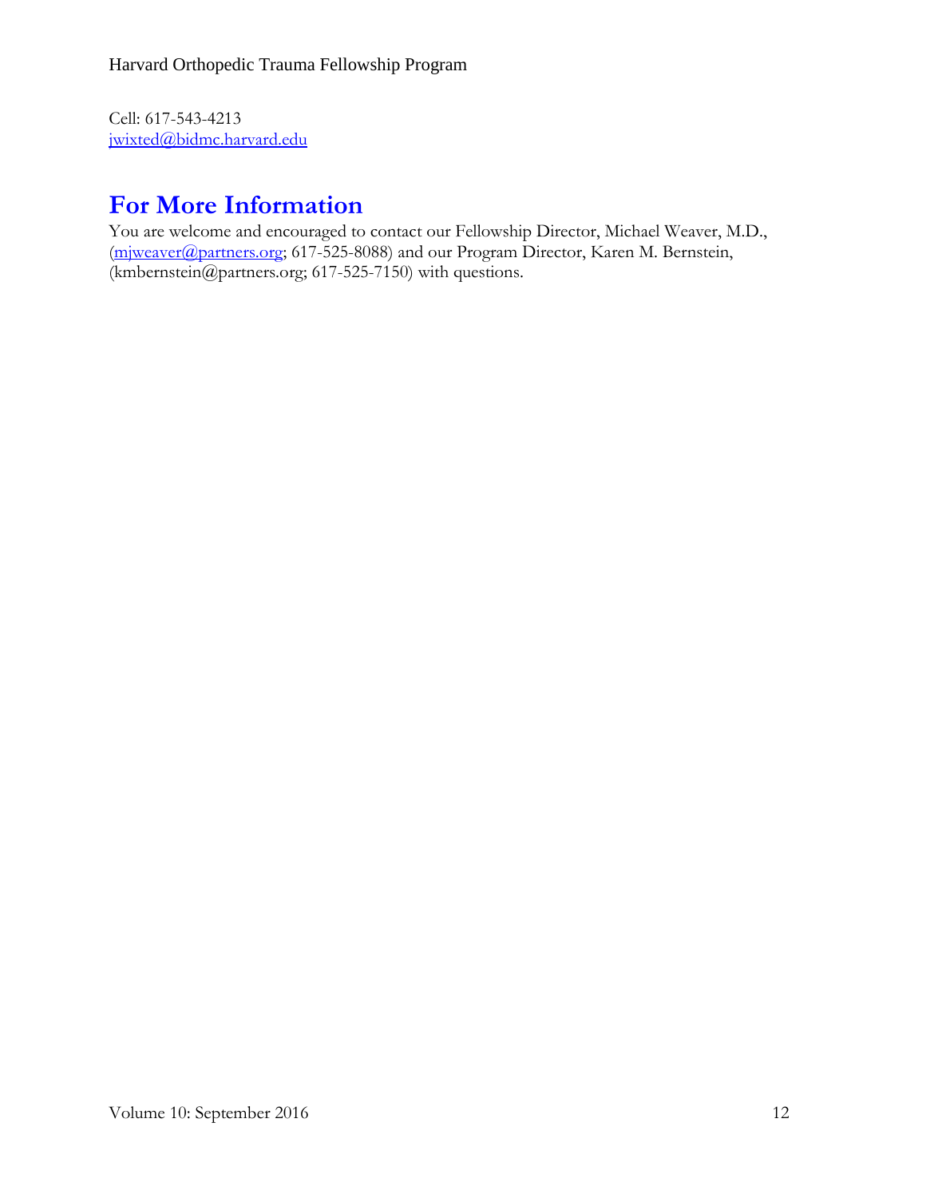Cell: 617-543-4213
jwixted@bidmc.harvard.edu

## For More Information

You are welcome and encouraged to contact our Fellowship Director, Michael Weaver, M.D., (mjweaver@partners.org; 617-525-8088) and our Program Director, Karen M. Bernstein, (kmbernstein@partners.org; 617-525-7150) with questions.